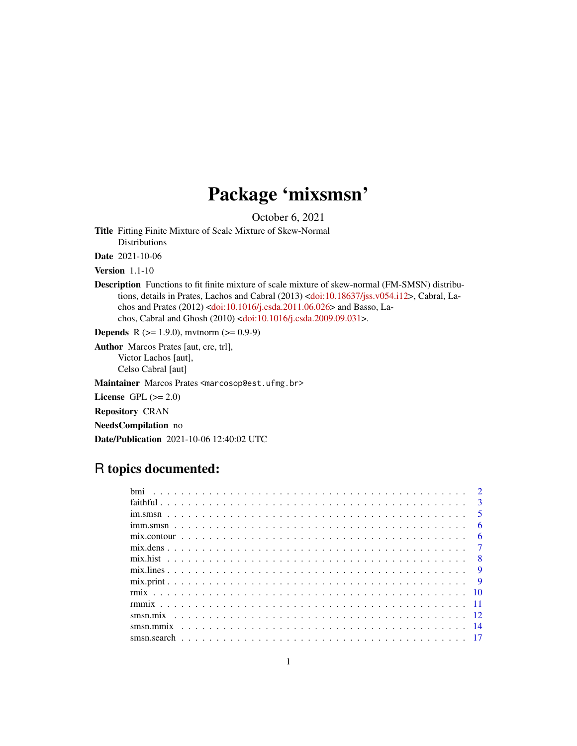# Package 'mixsmsn'

October 6, 2021

**Title** Fitting Finite Mixture of Scale Mixture of Skew-Normal Distributions

**Date** 2021-10-06

**Version** 1.1-10

**Description** Functions to fit finite mixture of scale mixture of skew-normal (FM-SMSN) distributions, details in Prates, Lachos and Cabral (2013) <doi:10.18637/jss.v054.i12>, Cabral, Lachos and Prates (2012) <doi:10.1016/j.csda.2011.06.026> and Basso, Lachos, Cabral and Ghosh (2010) <doi:10.1016/j.csda.2009.09.031>.

**Depends** R (>= 1.9.0), mvtnorm (>= 0.9-9)

**Author** Marcos Prates [aut, cre, trl],
Victor Lachos [aut],
Celso Cabral [aut]

**Maintainer** Marcos Prates <marcosop@est.ufmg.br>

**License** GPL (>= 2.0)

**Repository** CRAN

**NeedsCompilation** no

**Date/Publication** 2021-10-06 12:40:02 UTC

## R topics documented:

- bmi . . . . . 2
- faithful . . . . . 3
- im.smsn . . . . . 5
- imm.smsn . . . . . 6
- mix.contour . . . . . 6
- mix.dens . . . . . 7
- mix.hist . . . . . 8
- mix.lines . . . . . 9
- mix.print . . . . . 9
- rmix . . . . . 10
- rmmix . . . . . 11
- smsn.mix . . . . . 12
- smsn.mmix . . . . . 14
- smsn.search . . . . . 17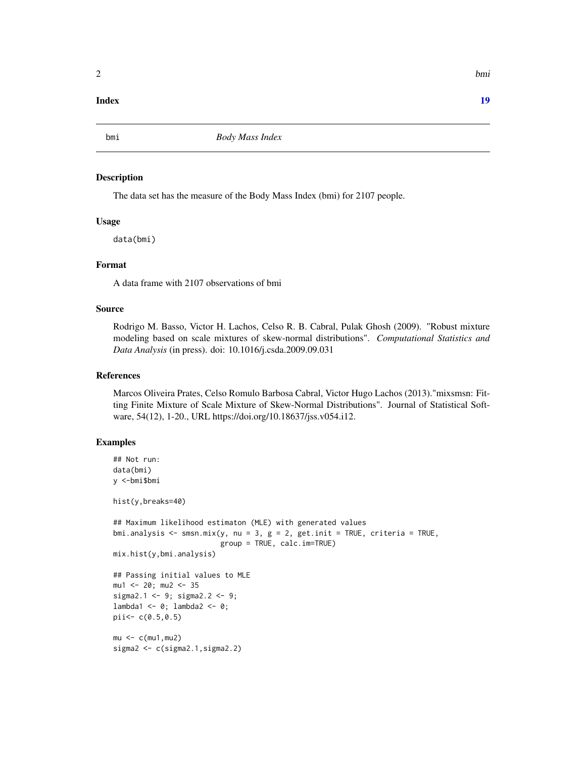**Index** **19**

---

bmi *Body Mass Index*

---

## Description

The data set has the measure of the Body Mass Index (bmi) for 2107 people.

## Usage

```
data(bmi)
```

## Format

A data frame with 2107 observations of bmi

## Source

Rodrigo M. Basso, Victor H. Lachos, Celso R. B. Cabral, Pulak Ghosh (2009). "Robust mixture modeling based on scale mixtures of skew-normal distributions". *Computational Statistics and Data Analysis* (in press). doi: 10.1016/j.csda.2009.09.031

## References

Marcos Oliveira Prates, Celso Romulo Barbosa Cabral, Victor Hugo Lachos (2013)."mixsmsn: Fitting Finite Mixture of Scale Mixture of Skew-Normal Distributions". Journal of Statistical Software, 54(12), 1-20., URL https://doi.org/10.18637/jss.v054.i12.

## Examples

```
## Not run:
data(bmi)
y <-bmi$bmi

hist(y,breaks=40)

## Maximum likelihood estimaton (MLE) with generated values
bmi.analysis <- smsn.mix(y, nu = 3, g = 2, get.init = TRUE, criteria = TRUE,
                         group = TRUE, calc.im=TRUE)
mix.hist(y,bmi.analysis)

## Passing initial values to MLE
mu1 <- 20; mu2 <- 35
sigma2.1 <- 9; sigma2.2 <- 9;
lambda1 <- 0; lambda2 <- 0;
pii<- c(0.5,0.5)

mu <- c(mu1,mu2)
sigma2 <- c(sigma2.1,sigma2.2)
```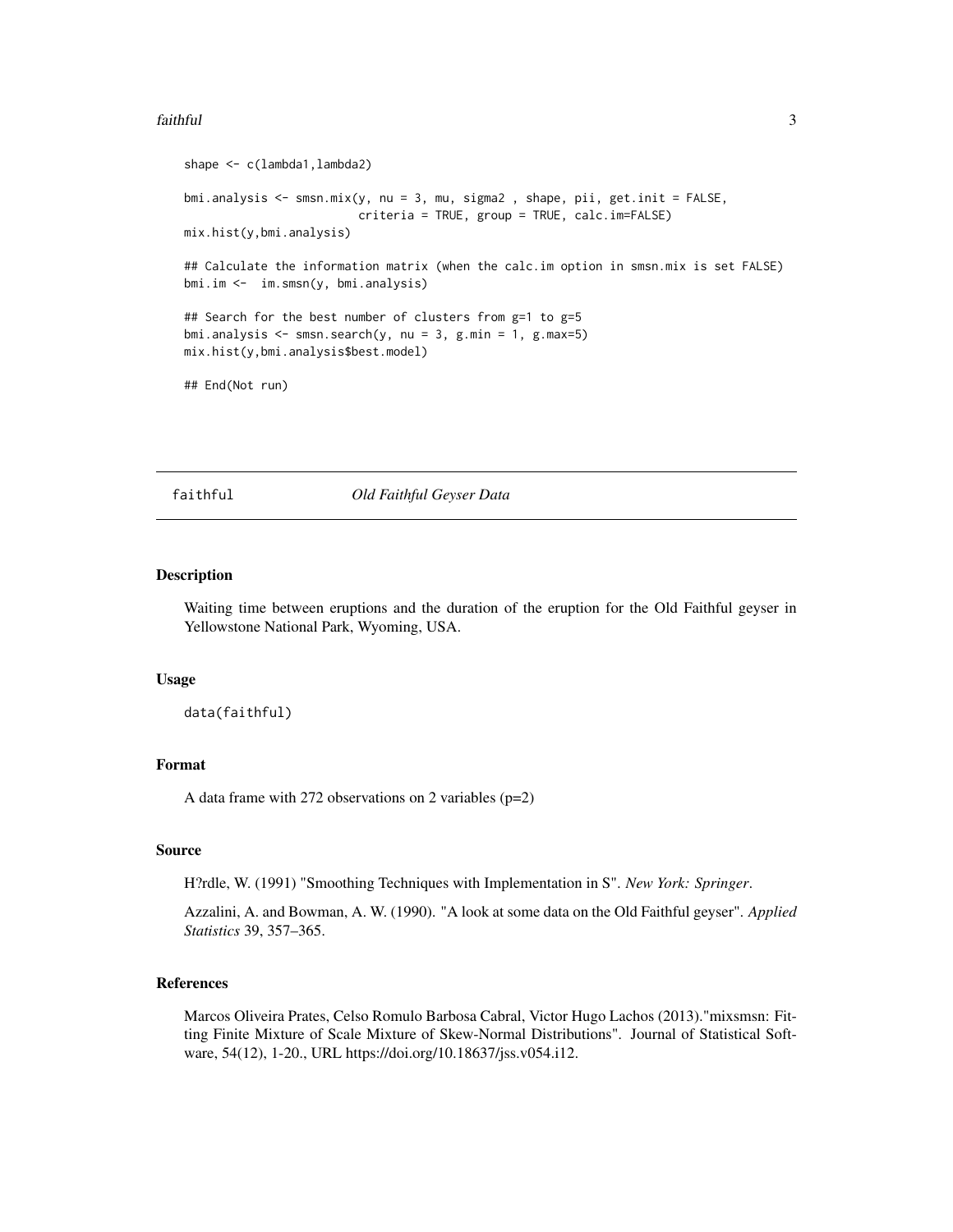```
shape <- c(lambda1,lambda2)

bmi.analysis <- smsn.mix(y, nu = 3, mu, sigma2 , shape, pii, get.init = FALSE,
                         criteria = TRUE, group = TRUE, calc.im=FALSE)
mix.hist(y,bmi.analysis)

## Calculate the information matrix (when the calc.im option in smsn.mix is set FALSE)
bmi.im <-  im.smsn(y, bmi.analysis)

## Search for the best number of clusters from g=1 to g=5
bmi.analysis <- smsn.search(y, nu = 3, g.min = 1, g.max=5)
mix.hist(y,bmi.analysis$best.model)

## End(Not run)
```

## faithful *Old Faithful Geyser Data*

### Description

Waiting time between eruptions and the duration of the eruption for the Old Faithful geyser in Yellowstone National Park, Wyoming, USA.

### Usage

```
data(faithful)
```

### Format

A data frame with 272 observations on 2 variables (p=2)

### Source

H?rdle, W. (1991) "Smoothing Techniques with Implementation in S". *New York: Springer*.

Azzalini, A. and Bowman, A. W. (1990). "A look at some data on the Old Faithful geyser". *Applied Statistics* 39, 357–365.

### References

Marcos Oliveira Prates, Celso Romulo Barbosa Cabral, Victor Hugo Lachos (2013)."mixsmsn: Fitting Finite Mixture of Scale Mixture of Skew-Normal Distributions". Journal of Statistical Software, 54(12), 1-20., URL https://doi.org/10.18637/jss.v054.i12.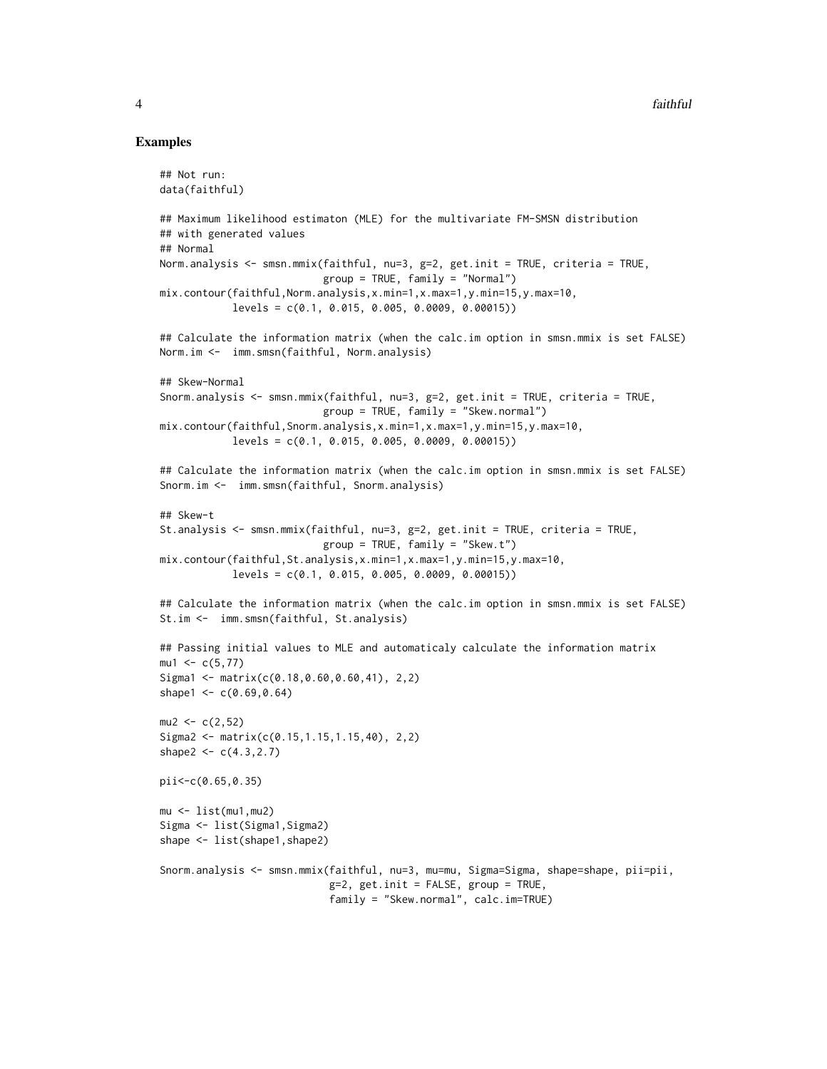## Examples

```
## Not run:
data(faithful)

## Maximum likelihood estimaton (MLE) for the multivariate FM-SMSN distribution
## with generated values
## Normal
Norm.analysis <- smsn.mmix(faithful, nu=3, g=2, get.init = TRUE, criteria = TRUE,
                          group = TRUE, family = "Normal")
mix.contour(faithful,Norm.analysis,x.min=1,x.max=1,y.min=15,y.max=10,
           levels = c(0.1, 0.015, 0.005, 0.0009, 0.00015))

## Calculate the information matrix (when the calc.im option in smsn.mmix is set FALSE)
Norm.im <-  imm.smsn(faithful, Norm.analysis)

## Skew-Normal
Snorm.analysis <- smsn.mmix(faithful, nu=3, g=2, get.init = TRUE, criteria = TRUE,
                          group = TRUE, family = "Skew.normal")
mix.contour(faithful,Snorm.analysis,x.min=1,x.max=1,y.min=15,y.max=10,
           levels = c(0.1, 0.015, 0.005, 0.0009, 0.00015))

## Calculate the information matrix (when the calc.im option in smsn.mmix is set FALSE)
Snorm.im <-  imm.smsn(faithful, Snorm.analysis)

## Skew-t
St.analysis <- smsn.mmix(faithful, nu=3, g=2, get.init = TRUE, criteria = TRUE,
                          group = TRUE, family = "Skew.t")
mix.contour(faithful,St.analysis,x.min=1,x.max=1,y.min=15,y.max=10,
           levels = c(0.1, 0.015, 0.005, 0.0009, 0.00015))

## Calculate the information matrix (when the calc.im option in smsn.mmix is set FALSE)
St.im <-  imm.smsn(faithful, St.analysis)

## Passing initial values to MLE and automaticaly calculate the information matrix
mu1 <- c(5,77)
Sigma1 <- matrix(c(0.18,0.60,0.60,41), 2,2)
shape1 <- c(0.69,0.64)

mu2 <- c(2,52)
Sigma2 <- matrix(c(0.15,1.15,1.15,40), 2,2)
shape2 <- c(4.3,2.7)

pii<-c(0.65,0.35)

mu <- list(mu1,mu2)
Sigma <- list(Sigma1,Sigma2)
shape <- list(shape1,shape2)

Snorm.analysis <- smsn.mmix(faithful, nu=3, mu=mu, Sigma=Sigma, shape=shape, pii=pii,
                           g=2, get.init = FALSE, group = TRUE,
                           family = "Skew.normal", calc.im=TRUE)
```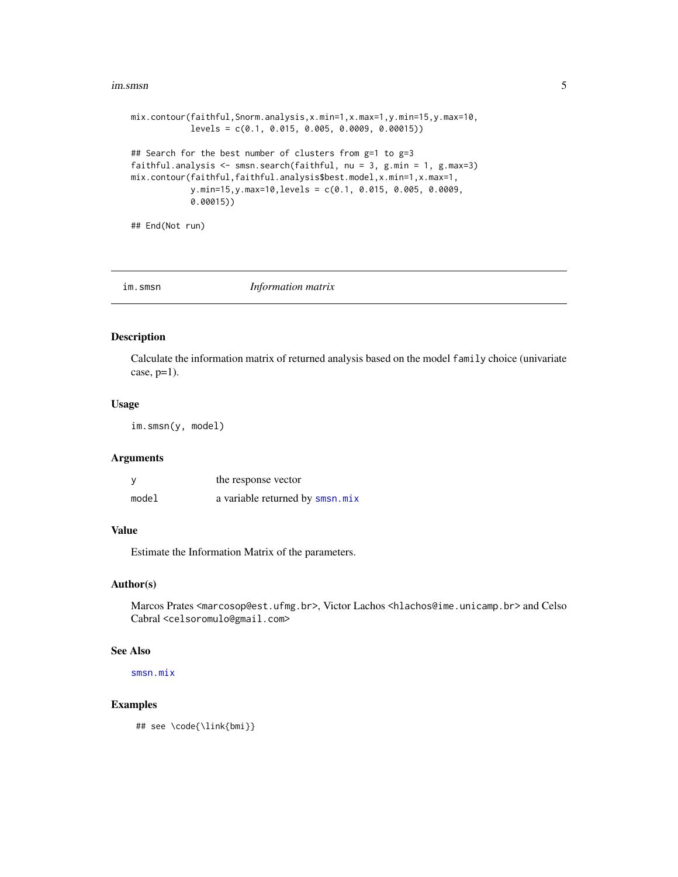```
mix.contour(faithful,Snorm.analysis,x.min=1,x.max=1,y.min=15,y.max=10,
            levels = c(0.1, 0.015, 0.005, 0.0009, 0.00015))

## Search for the best number of clusters from g=1 to g=3
faithful.analysis <- smsn.search(faithful, nu = 3, g.min = 1, g.max=3)
mix.contour(faithful,faithful.analysis$best.model,x.min=1,x.max=1,
            y.min=15,y.max=10,levels = c(0.1, 0.015, 0.005, 0.0009,
            0.00015))

## End(Not run)
```

## im.smsn — *Information matrix*

### Description

Calculate the information matrix of returned analysis based on the model `family` choice (univariate case, p=1).

### Usage

```
im.smsn(y, model)
```

### Arguments

| | |
|---|---|
| `y` | the response vector |
| `model` | a variable returned by `smsn.mix` |

### Value

Estimate the Information Matrix of the parameters.

### Author(s)

Marcos Prates <marcosop@est.ufmg.br>, Victor Lachos <hlachos@ime.unicamp.br> and Celso Cabral <celsoromulo@gmail.com>

### See Also

`smsn.mix`

### Examples

```
## see \code{\link{bmi}}
```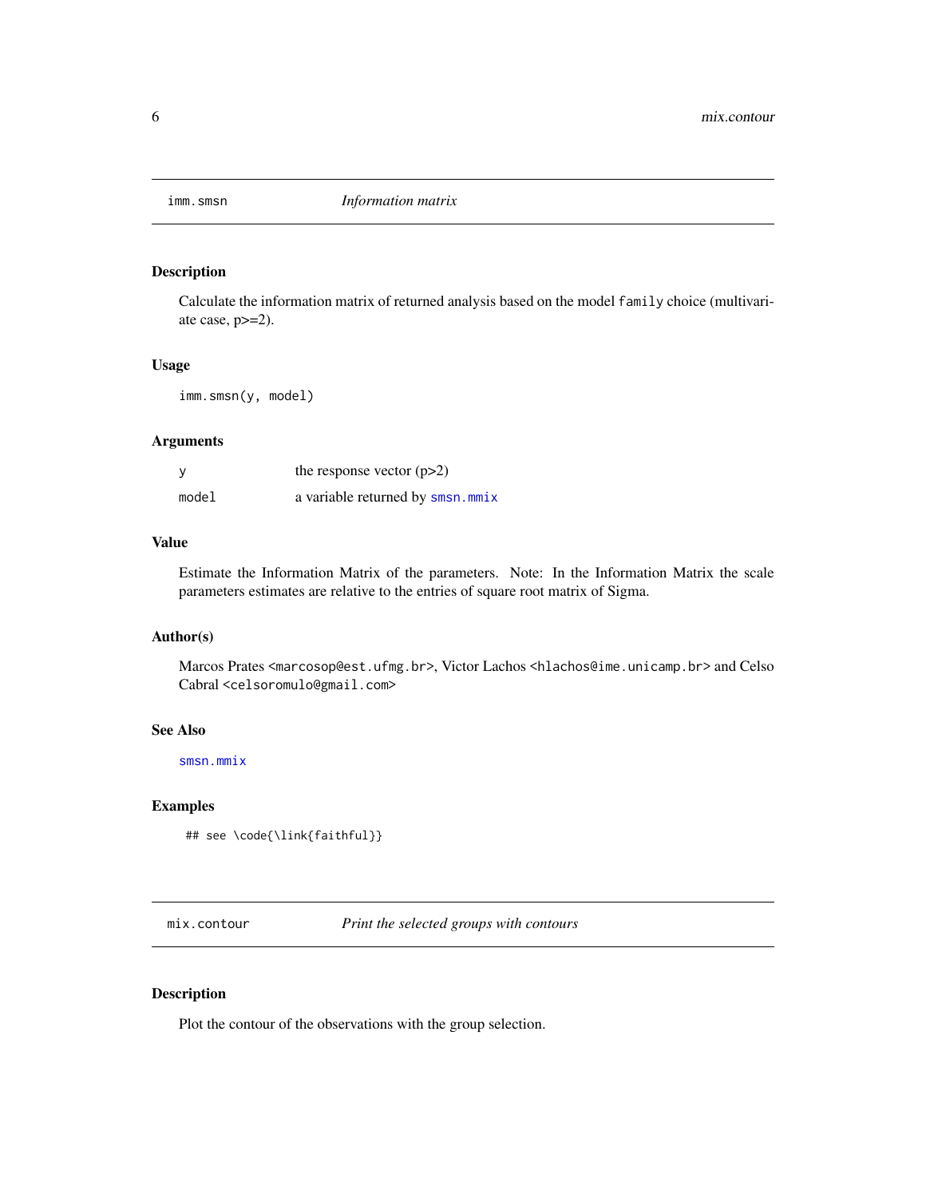## imm.smsn — *Information matrix*

### Description

Calculate the information matrix of returned analysis based on the model `family` choice (multivariate case, p>=2).

### Usage

```
imm.smsn(y, model)
```

### Arguments

| | |
|---|---|
| y | the response vector (p>2) |
| model | a variable returned by `smsn.mmix` |

### Value

Estimate the Information Matrix of the parameters. Note: In the Information Matrix the scale parameters estimates are relative to the entries of square root matrix of Sigma.

### Author(s)

Marcos Prates <marcosop@est.ufmg.br>, Victor Lachos <hlachos@ime.unicamp.br> and Celso Cabral <celsoromulo@gmail.com>

### See Also

`smsn.mmix`

### Examples

```
## see \code{\link{faithful}}
```

## mix.contour — *Print the selected groups with contours*

### Description

Plot the contour of the observations with the group selection.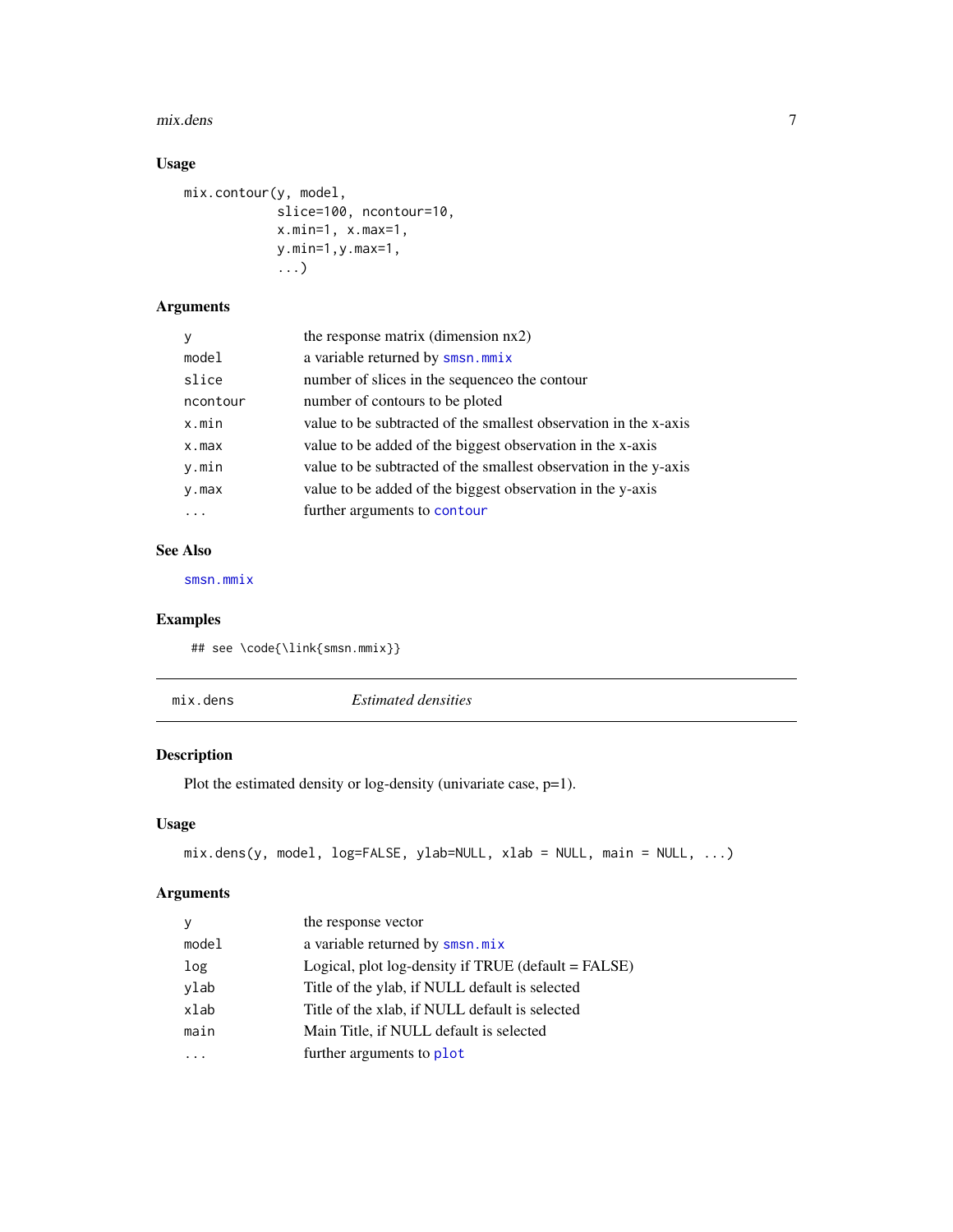### Usage

```
mix.contour(y, model,
            slice=100, ncontour=10,
            x.min=1, x.max=1,
            y.min=1,y.max=1,
            ...)
```

### Arguments

| | |
|---|---|
| `y` | the response matrix (dimension nx2) |
| `model` | a variable returned by `smsn.mmix` |
| `slice` | number of slices in the sequenceo the contour |
| `ncontour` | number of contours to be ploted |
| `x.min` | value to be subtracted of the smallest observation in the x-axis |
| `x.max` | value to be added of the biggest observation in the x-axis |
| `y.min` | value to be subtracted of the smallest observation in the y-axis |
| `y.max` | value to be added of the biggest observation in the y-axis |
| `...` | further arguments to `contour` |

### See Also

`smsn.mmix`

### Examples

```
## see \code{\link{smsn.mmix}}
```

---

## mix.dens — *Estimated densities*

### Description

Plot the estimated density or log-density (univariate case, p=1).

### Usage

```
mix.dens(y, model, log=FALSE, ylab=NULL, xlab = NULL, main = NULL, ...)
```

### Arguments

| | |
|---|---|
| `y` | the response vector |
| `model` | a variable returned by `smsn.mix` |
| `log` | Logical, plot log-density if TRUE (default = FALSE) |
| `ylab` | Title of the ylab, if NULL default is selected |
| `xlab` | Title of the xlab, if NULL default is selected |
| `main` | Main Title, if NULL default is selected |
| `...` | further arguments to `plot` |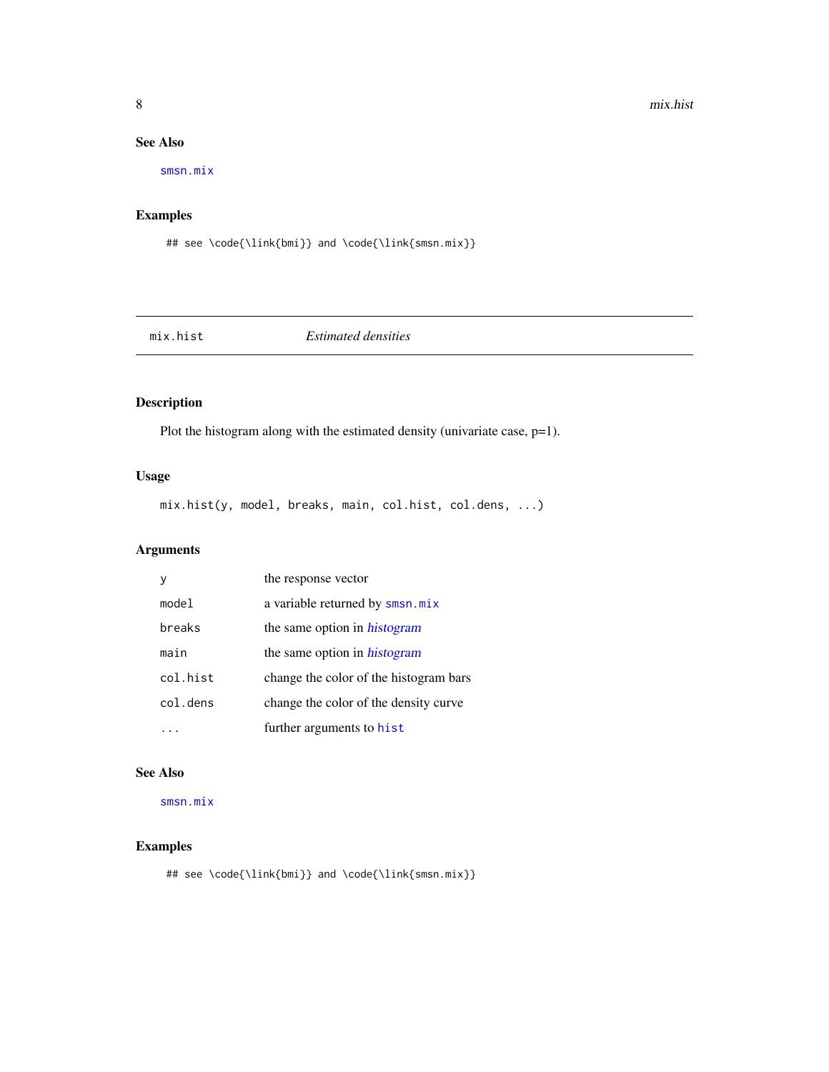### See Also

smsn.mix

### Examples

```
## see \code{\link{bmi}} and \code{\link{smsn.mix}}
```

---

## mix.hist — *Estimated densities*

---

### Description

Plot the histogram along with the estimated density (univariate case, p=1).

### Usage

```
mix.hist(y, model, breaks, main, col.hist, col.dens, ...)
```

### Arguments

| | |
|---|---|
| y | the response vector |
| model | a variable returned by smsn.mix |
| breaks | the same option in *histogram* |
| main | the same option in *histogram* |
| col.hist | change the color of the histogram bars |
| col.dens | change the color of the density curve |
| ... | further arguments to hist |

### See Also

smsn.mix

### Examples

```
## see \code{\link{bmi}} and \code{\link{smsn.mix}}
```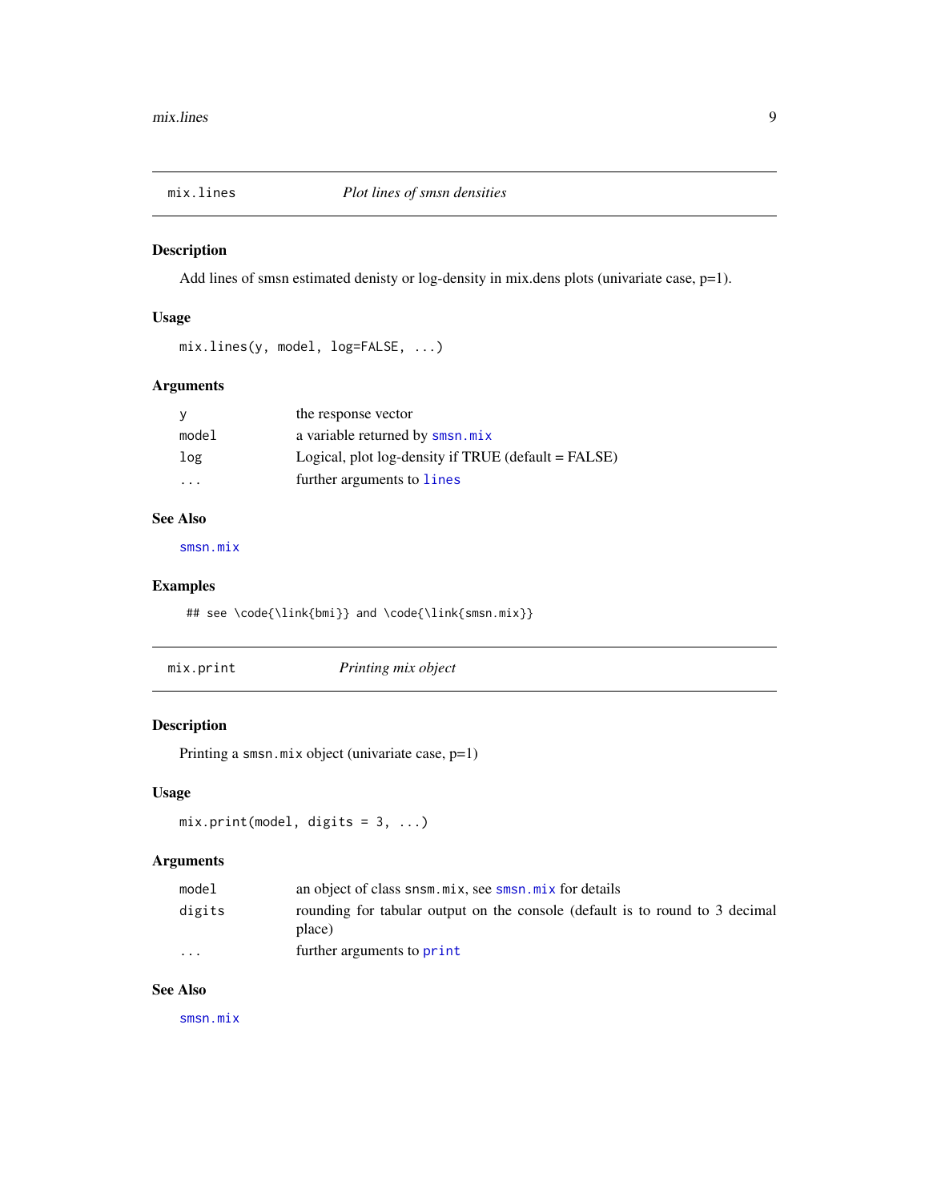## mix.lines — *Plot lines of smsn densities*

### Description

Add lines of smsn estimated denisty or log-density in mix.dens plots (univariate case, p=1).

### Usage

```
mix.lines(y, model, log=FALSE, ...)
```

### Arguments

| | |
|---|---|
| `y` | the response vector |
| `model` | a variable returned by `smsn.mix` |
| `log` | Logical, plot log-density if TRUE (default = FALSE) |
| `...` | further arguments to `lines` |

### See Also

`smsn.mix`

### Examples

```
## see \code{\link{bmi}} and \code{\link{smsn.mix}}
```

## mix.print — *Printing mix object*

### Description

Printing a `smsn.mix` object (univariate case, p=1)

### Usage

```
mix.print(model, digits = 3, ...)
```

### Arguments

| | |
|---|---|
| `model` | an object of class `snsm.mix`, see `smsn.mix` for details |
| `digits` | rounding for tabular output on the console (default is to round to 3 decimal place) |
| `...` | further arguments to `print` |

### See Also

`smsn.mix`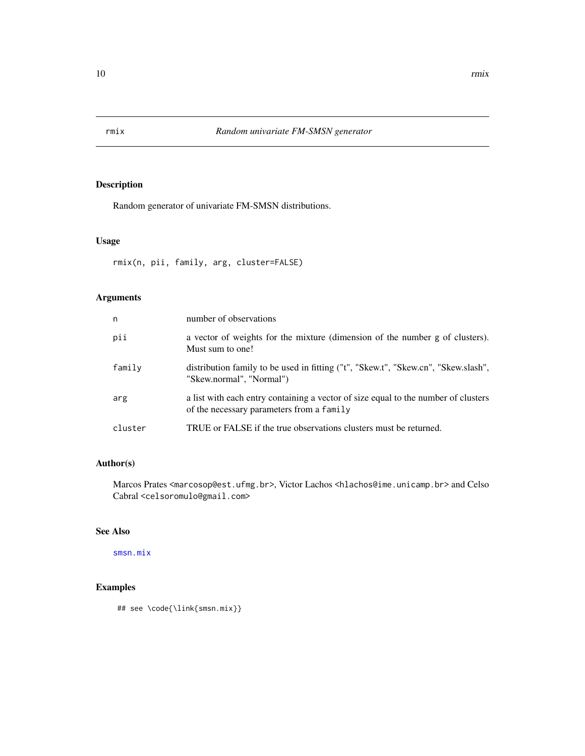# rmix — *Random univariate FM-SMSN generator*

## Description

Random generator of univariate FM-SMSN distributions.

## Usage

```
rmix(n, pii, family, arg, cluster=FALSE)
```

## Arguments

| | |
|---|---|
| `n` | number of observations |
| `pii` | a vector of weights for the mixture (dimension of the number g of clusters). Must sum to one! |
| `family` | distribution family to be used in fitting ("t", "Skew.t", "Skew.cn", "Skew.slash", "Skew.normal", "Normal") |
| `arg` | a list with each entry containing a vector of size equal to the number of clusters of the necessary parameters from a `family` |
| `cluster` | TRUE or FALSE if the true observations clusters must be returned. |

## Author(s)

Marcos Prates <marcosop@est.ufmg.br>, Victor Lachos <hlachos@ime.unicamp.br> and Celso Cabral <celsoromulo@gmail.com>

## See Also

`smsn.mix`

## Examples

```
## see \code{\link{smsn.mix}}
```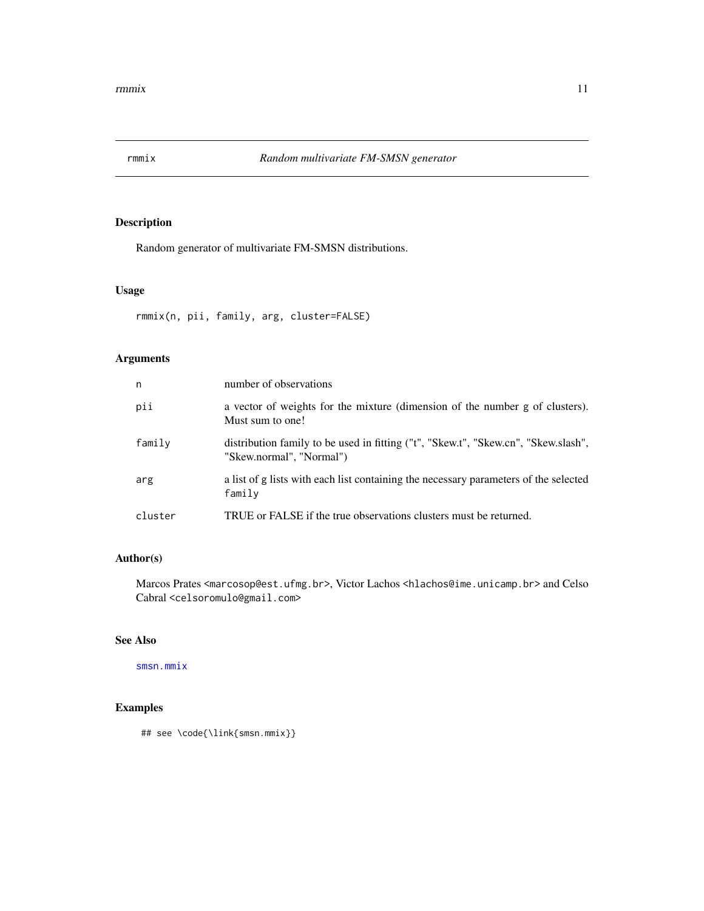# rmmix — *Random multivariate FM-SMSN generator*

## Description

Random generator of multivariate FM-SMSN distributions.

## Usage

```
rmmix(n, pii, family, arg, cluster=FALSE)
```

## Arguments

| | |
|---|---|
| `n` | number of observations |
| `pii` | a vector of weights for the mixture (dimension of the number g of clusters). Must sum to one! |
| `family` | distribution family to be used in fitting ("t", "Skew.t", "Skew.cn", "Skew.slash", "Skew.normal", "Normal") |
| `arg` | a list of g lists with each list containing the necessary parameters of the selected `family` |
| `cluster` | TRUE or FALSE if the true observations clusters must be returned. |

## Author(s)

Marcos Prates <`marcosop@est.ufmg.br`>, Victor Lachos <`hlachos@ime.unicamp.br`> and Celso Cabral <`celsoromulo@gmail.com`>

## See Also

`smsn.mmix`

## Examples

```
## see \code{\link{smsn.mmix}}
```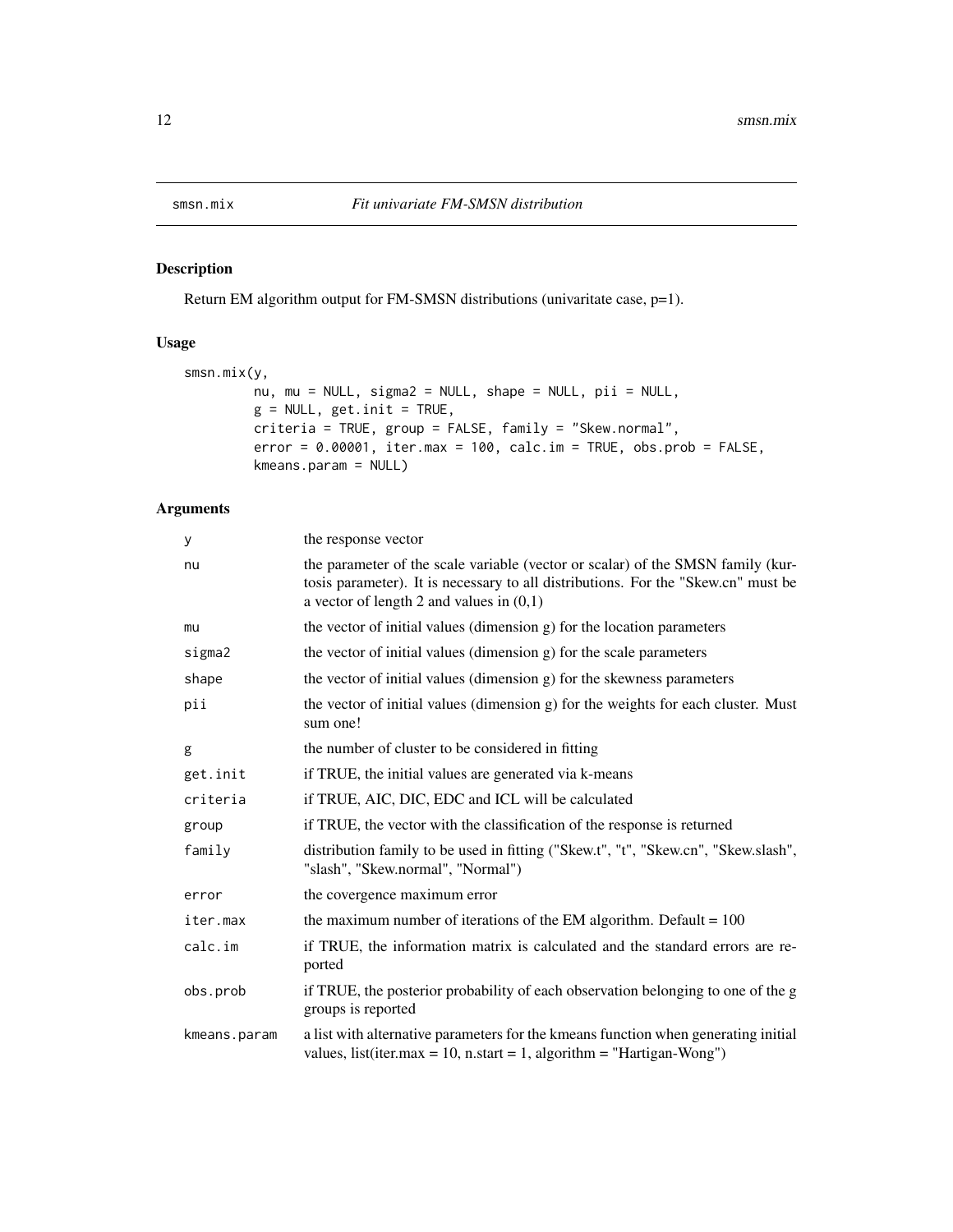# smsn.mix — *Fit univariate FM-SMSN distribution*

## Description

Return EM algorithm output for FM-SMSN distributions (univaritate case, p=1).

## Usage

```
smsn.mix(y,
        nu, mu = NULL, sigma2 = NULL, shape = NULL, pii = NULL,
        g = NULL, get.init = TRUE,
        criteria = TRUE, group = FALSE, family = "Skew.normal",
        error = 0.00001, iter.max = 100, calc.im = TRUE, obs.prob = FALSE,
        kmeans.param = NULL)
```

## Arguments

| | |
|---|---|
| `y` | the response vector |
| `nu` | the parameter of the scale variable (vector or scalar) of the SMSN family (kurtosis parameter). It is necessary to all distributions. For the "Skew.cn" must be a vector of length 2 and values in (0,1) |
| `mu` | the vector of initial values (dimension g) for the location parameters |
| `sigma2` | the vector of initial values (dimension g) for the scale parameters |
| `shape` | the vector of initial values (dimension g) for the skewness parameters |
| `pii` | the vector of initial values (dimension g) for the weights for each cluster. Must sum one! |
| `g` | the number of cluster to be considered in fitting |
| `get.init` | if TRUE, the initial values are generated via k-means |
| `criteria` | if TRUE, AIC, DIC, EDC and ICL will be calculated |
| `group` | if TRUE, the vector with the classification of the response is returned |
| `family` | distribution family to be used in fitting ("Skew.t", "t", "Skew.cn", "Skew.slash", "slash", "Skew.normal", "Normal") |
| `error` | the covergence maximum error |
| `iter.max` | the maximum number of iterations of the EM algorithm. Default = 100 |
| `calc.im` | if TRUE, the information matrix is calculated and the standard errors are reported |
| `obs.prob` | if TRUE, the posterior probability of each observation belonging to one of the g groups is reported |
| `kmeans.param` | a list with alternative parameters for the kmeans function when generating initial values, list(iter.max = 10, n.start = 1, algorithm = "Hartigan-Wong") |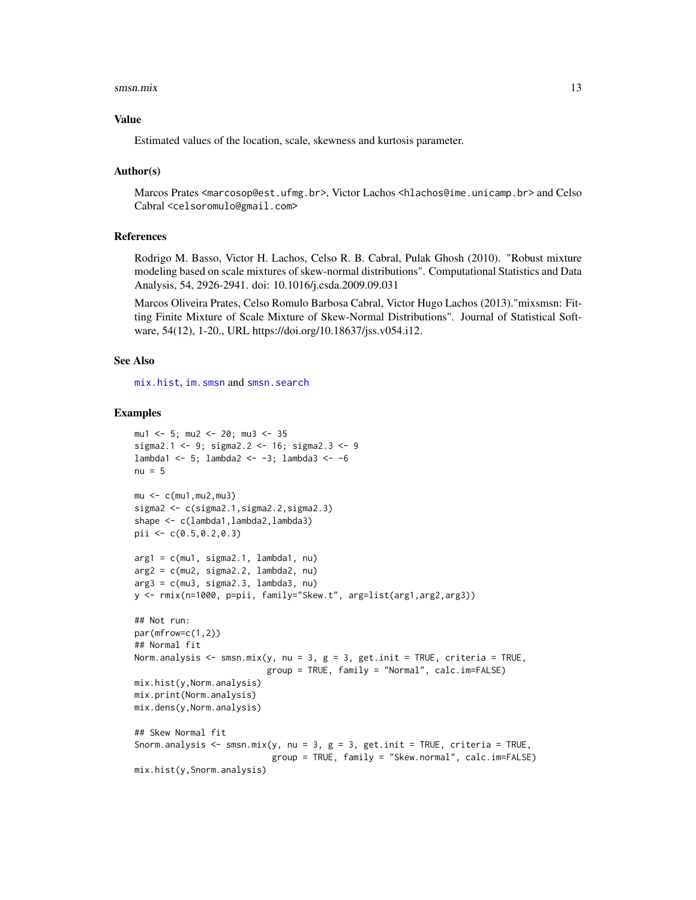## Value

Estimated values of the location, scale, skewness and kurtosis parameter.

## Author(s)

Marcos Prates <marcosop@est.ufmg.br>, Victor Lachos <hlachos@ime.unicamp.br> and Celso Cabral <celsoromulo@gmail.com>

## References

Rodrigo M. Basso, Victor H. Lachos, Celso R. B. Cabral, Pulak Ghosh (2010). "Robust mixture modeling based on scale mixtures of skew-normal distributions". Computational Statistics and Data Analysis, 54, 2926-2941. doi: 10.1016/j.csda.2009.09.031

Marcos Oliveira Prates, Celso Romulo Barbosa Cabral, Victor Hugo Lachos (2013)."mixsmsn: Fitting Finite Mixture of Scale Mixture of Skew-Normal Distributions". Journal of Statistical Software, 54(12), 1-20., URL https://doi.org/10.18637/jss.v054.i12.

## See Also

mix.hist, im.smsn and smsn.search

## Examples

```
mu1 <- 5; mu2 <- 20; mu3 <- 35
sigma2.1 <- 9; sigma2.2 <- 16; sigma2.3 <- 9
lambda1 <- 5; lambda2 <- -3; lambda3 <- -6
nu = 5

mu <- c(mu1,mu2,mu3)
sigma2 <- c(sigma2.1,sigma2.2,sigma2.3)
shape <- c(lambda1,lambda2,lambda3)
pii <- c(0.5,0.2,0.3)

arg1 = c(mu1, sigma2.1, lambda1, nu)
arg2 = c(mu2, sigma2.2, lambda2, nu)
arg3 = c(mu3, sigma2.3, lambda3, nu)
y <- rmix(n=1000, p=pii, family="Skew.t", arg=list(arg1,arg2,arg3))

## Not run:
par(mfrow=c(1,2))
## Normal fit
Norm.analysis <- smsn.mix(y, nu = 3, g = 3, get.init = TRUE, criteria = TRUE,
                          group = TRUE, family = "Normal", calc.im=FALSE)
mix.hist(y,Norm.analysis)
mix.print(Norm.analysis)
mix.dens(y,Norm.analysis)

## Skew Normal fit
Snorm.analysis <- smsn.mix(y, nu = 3, g = 3, get.init = TRUE, criteria = TRUE,
                           group = TRUE, family = "Skew.normal", calc.im=FALSE)
mix.hist(y,Snorm.analysis)
```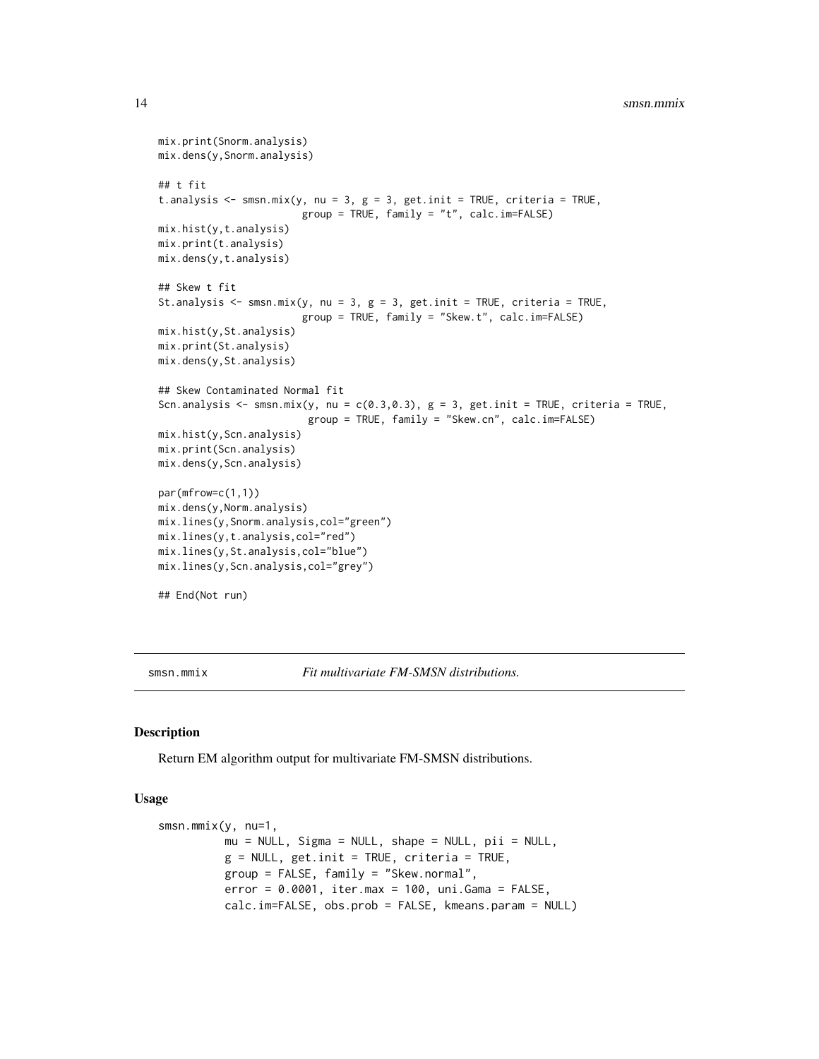```
mix.print(Snorm.analysis)
mix.dens(y,Snorm.analysis)

## t fit
t.analysis <- smsn.mix(y, nu = 3, g = 3, get.init = TRUE, criteria = TRUE,
                       group = TRUE, family = "t", calc.im=FALSE)
mix.hist(y,t.analysis)
mix.print(t.analysis)
mix.dens(y,t.analysis)

## Skew t fit
St.analysis <- smsn.mix(y, nu = 3, g = 3, get.init = TRUE, criteria = TRUE,
                       group = TRUE, family = "Skew.t", calc.im=FALSE)
mix.hist(y,St.analysis)
mix.print(St.analysis)
mix.dens(y,St.analysis)

## Skew Contaminated Normal fit
Scn.analysis <- smsn.mix(y, nu = c(0.3,0.3), g = 3, get.init = TRUE, criteria = TRUE,
                        group = TRUE, family = "Skew.cn", calc.im=FALSE)
mix.hist(y,Scn.analysis)
mix.print(Scn.analysis)
mix.dens(y,Scn.analysis)

par(mfrow=c(1,1))
mix.dens(y,Norm.analysis)
mix.lines(y,Snorm.analysis,col="green")
mix.lines(y,t.analysis,col="red")
mix.lines(y,St.analysis,col="blue")
mix.lines(y,Scn.analysis,col="grey")

## End(Not run)
```

## smsn.mmix — *Fit multivariate FM-SMSN distributions.*

### Description

Return EM algorithm output for multivariate FM-SMSN distributions.

### Usage

```
smsn.mmix(y, nu=1,
          mu = NULL, Sigma = NULL, shape = NULL, pii = NULL,
          g = NULL, get.init = TRUE, criteria = TRUE,
          group = FALSE, family = "Skew.normal",
          error = 0.0001, iter.max = 100, uni.Gama = FALSE,
          calc.im=FALSE, obs.prob = FALSE, kmeans.param = NULL)
```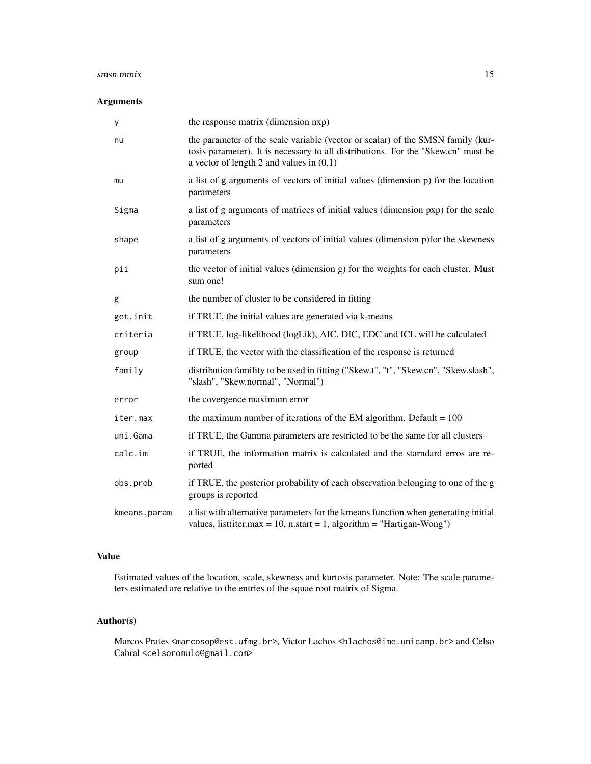## Arguments

| | |
|---|---|
| `y` | the response matrix (dimension nxp) |
| `nu` | the parameter of the scale variable (vector or scalar) of the SMSN family (kurtosis parameter). It is necessary to all distributions. For the "Skew.cn" must be a vector of length 2 and values in (0,1) |
| `mu` | a list of g arguments of vectors of initial values (dimension p) for the location parameters |
| `Sigma` | a list of g arguments of matrices of initial values (dimension pxp) for the scale parameters |
| `shape` | a list of g arguments of vectors of initial values (dimension p)for the skewness parameters |
| `pii` | the vector of initial values (dimension g) for the weights for each cluster. Must sum one! |
| `g` | the number of cluster to be considered in fitting |
| `get.init` | if TRUE, the initial values are generated via k-means |
| `criteria` | if TRUE, log-likelihood (logLik), AIC, DIC, EDC and ICL will be calculated |
| `group` | if TRUE, the vector with the classification of the response is returned |
| `family` | distribution famility to be used in fitting ("Skew.t", "t", "Skew.cn", "Skew.slash", "slash", "Skew.normal", "Normal") |
| `error` | the covergence maximum error |
| `iter.max` | the maximum number of iterations of the EM algorithm. Default = 100 |
| `uni.Gama` | if TRUE, the Gamma parameters are restricted to be the same for all clusters |
| `calc.im` | if TRUE, the information matrix is calculated and the starndard erros are reported |
| `obs.prob` | if TRUE, the posterior probability of each observation belonging to one of the g groups is reported |
| `kmeans.param` | a list with alternative parameters for the kmeans function when generating initial values, list(iter.max = 10, n.start = 1, algorithm = "Hartigan-Wong") |

## Value

Estimated values of the location, scale, skewness and kurtosis parameter. Note: The scale parameters estimated are relative to the entries of the squae root matrix of Sigma.

## Author(s)

Marcos Prates <marcosop@est.ufmg.br>, Victor Lachos <hlachos@ime.unicamp.br> and Celso Cabral <celsoromulo@gmail.com>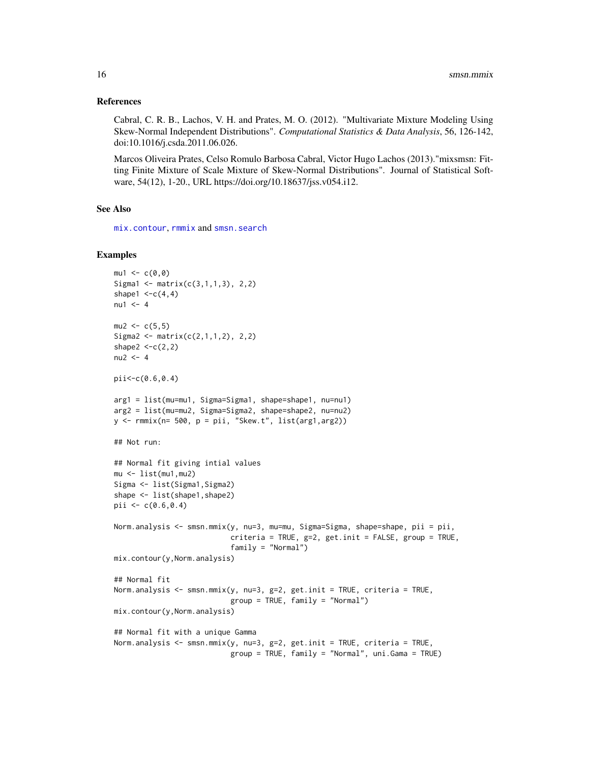### References

Cabral, C. R. B., Lachos, V. H. and Prates, M. O. (2012). "Multivariate Mixture Modeling Using Skew-Normal Independent Distributions". *Computational Statistics & Data Analysis*, 56, 126-142, doi:10.1016/j.csda.2011.06.026.

Marcos Oliveira Prates, Celso Romulo Barbosa Cabral, Victor Hugo Lachos (2013)."mixsmsn: Fitting Finite Mixture of Scale Mixture of Skew-Normal Distributions". Journal of Statistical Software, 54(12), 1-20., URL https://doi.org/10.18637/jss.v054.i12.

### See Also

`mix.contour`, `rmmix` and `smsn.search`

### Examples

```
mu1 <- c(0,0)
Sigma1 <- matrix(c(3,1,1,3), 2,2)
shape1 <-c(4,4)
nu1 <- 4

mu2 <- c(5,5)
Sigma2 <- matrix(c(2,1,1,2), 2,2)
shape2 <-c(2,2)
nu2 <- 4

pii<-c(0.6,0.4)

arg1 = list(mu=mu1, Sigma=Sigma1, shape=shape1, nu=nu1)
arg2 = list(mu=mu2, Sigma=Sigma2, shape=shape2, nu=nu2)
y <- rmmix(n= 500, p = pii, "Skew.t", list(arg1,arg2))

## Not run:

## Normal fit giving intial values
mu <- list(mu1,mu2)
Sigma <- list(Sigma1,Sigma2)
shape <- list(shape1,shape2)
pii <- c(0.6,0.4)

Norm.analysis <- smsn.mmix(y, nu=3, mu=mu, Sigma=Sigma, shape=shape, pii = pii,
                           criteria = TRUE, g=2, get.init = FALSE, group = TRUE,
                           family = "Normal")
mix.contour(y,Norm.analysis)

## Normal fit
Norm.analysis <- smsn.mmix(y, nu=3, g=2, get.init = TRUE, criteria = TRUE,
                           group = TRUE, family = "Normal")
mix.contour(y,Norm.analysis)

## Normal fit with a unique Gamma
Norm.analysis <- smsn.mmix(y, nu=3, g=2, get.init = TRUE, criteria = TRUE,
                           group = TRUE, family = "Normal", uni.Gama = TRUE)
```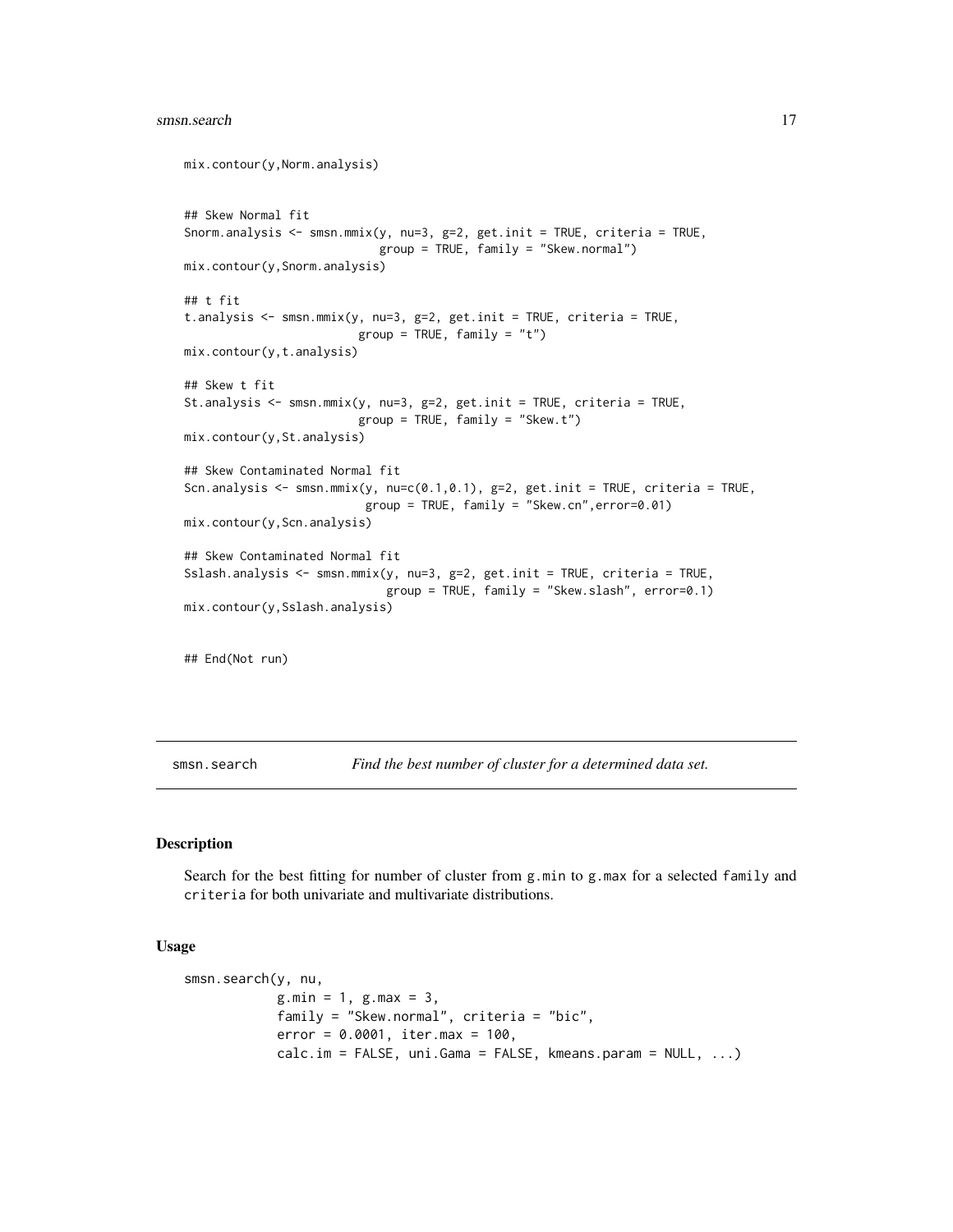```
mix.contour(y,Norm.analysis)


## Skew Normal fit
Snorm.analysis <- smsn.mmix(y, nu=3, g=2, get.init = TRUE, criteria = TRUE,
                            group = TRUE, family = "Skew.normal")
mix.contour(y,Snorm.analysis)

## t fit
t.analysis <- smsn.mmix(y, nu=3, g=2, get.init = TRUE, criteria = TRUE,
                        group = TRUE, family = "t")
mix.contour(y,t.analysis)

## Skew t fit
St.analysis <- smsn.mmix(y, nu=3, g=2, get.init = TRUE, criteria = TRUE,
                         group = TRUE, family = "Skew.t")
mix.contour(y,St.analysis)

## Skew Contaminated Normal fit
Scn.analysis <- smsn.mmix(y, nu=c(0.1,0.1), g=2, get.init = TRUE, criteria = TRUE,
                          group = TRUE, family = "Skew.cn",error=0.01)
mix.contour(y,Scn.analysis)

## Skew Contaminated Normal fit
Sslash.analysis <- smsn.mmix(y, nu=3, g=2, get.init = TRUE, criteria = TRUE,
                             group = TRUE, family = "Skew.slash", error=0.1)
mix.contour(y,Sslash.analysis)


## End(Not run)
```

---

## smsn.search — *Find the best number of cluster for a determined data set.*

---

### Description

Search for the best fitting for number of cluster from `g.min` to `g.max` for a selected `family` and `criteria` for both univariate and multivariate distributions.

### Usage

```
smsn.search(y, nu,
            g.min = 1, g.max = 3,
            family = "Skew.normal", criteria = "bic",
            error = 0.0001, iter.max = 100,
            calc.im = FALSE, uni.Gama = FALSE, kmeans.param = NULL, ...)
```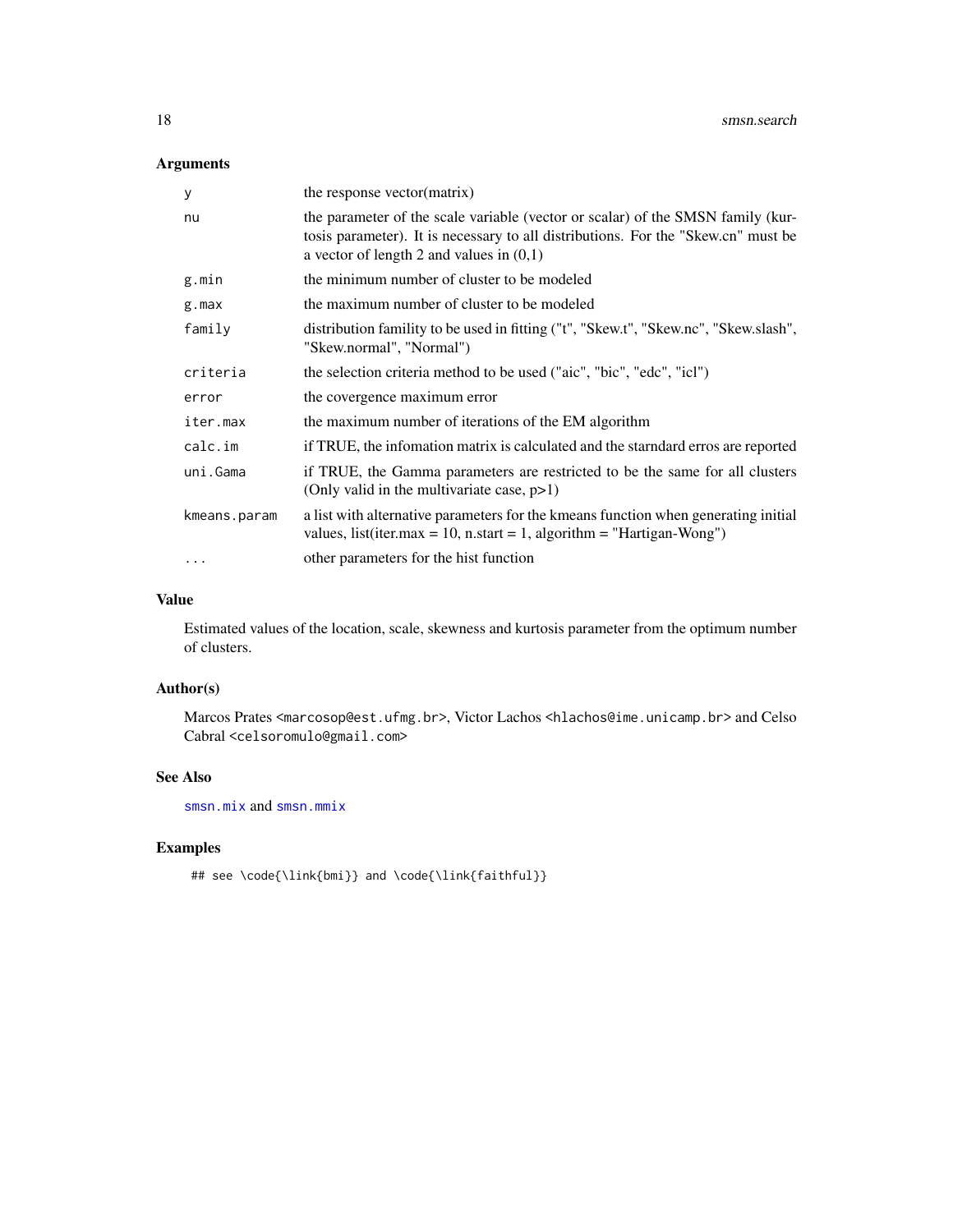## Arguments

| | |
|---|---|
| y | the response vector(matrix) |
| nu | the parameter of the scale variable (vector or scalar) of the SMSN family (kurtosis parameter). It is necessary to all distributions. For the "Skew.cn" must be a vector of length 2 and values in (0,1) |
| g.min | the minimum number of cluster to be modeled |
| g.max | the maximum number of cluster to be modeled |
| family | distribution familiy to be used in fitting ("t", "Skew.t", "Skew.nc", "Skew.slash", "Skew.normal", "Normal") |
| criteria | the selection criteria method to be used ("aic", "bic", "edc", "icl") |
| error | the covergence maximum error |
| iter.max | the maximum number of iterations of the EM algorithm |
| calc.im | if TRUE, the infomation matrix is calculated and the starndard erros are reported |
| uni.Gama | if TRUE, the Gamma parameters are restricted to be the same for all clusters (Only valid in the multivariate case, p>1) |
| kmeans.param | a list with alternative parameters for the kmeans function when generating initial values, list(iter.max = 10, n.start = 1, algorithm = "Hartigan-Wong") |
| ... | other parameters for the hist function |

## Value

Estimated values of the location, scale, skewness and kurtosis parameter from the optimum number of clusters.

## Author(s)

Marcos Prates <marcosop@est.ufmg.br>, Victor Lachos <hlachos@ime.unicamp.br> and Celso Cabral <celsoromulo@gmail.com>

## See Also

smsn.mix and smsn.mmix

## Examples

```
## see \code{\link{bmi}} and \code{\link{faithful}}
```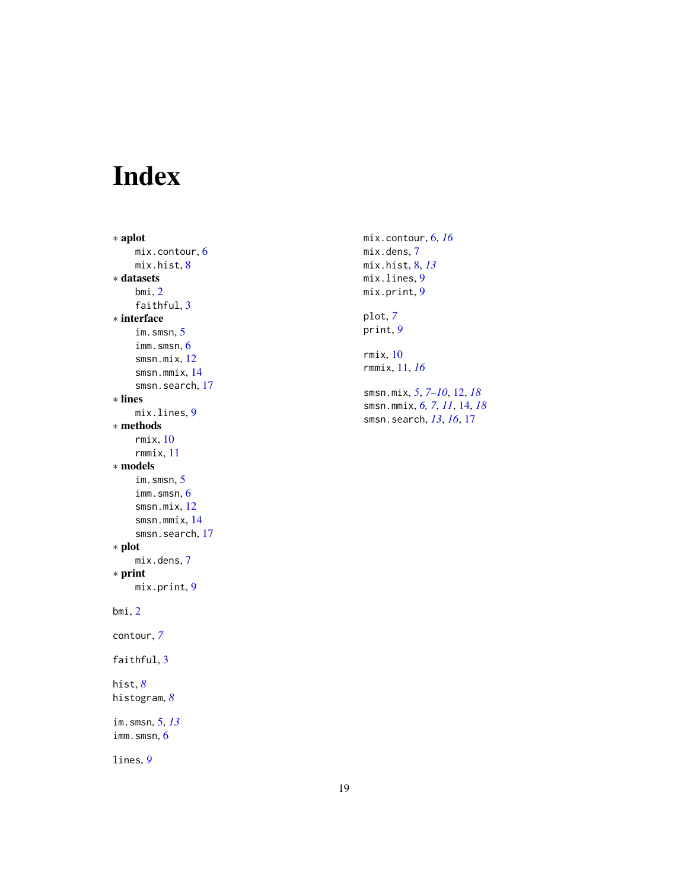# Index

∗ **aplot**
  mix.contour, 6
  mix.hist, 8
∗ **datasets**
  bmi, 2
  faithful, 3
∗ **interface**
  im.smsn, 5
  imm.smsn, 6
  smsn.mix, 12
  smsn.mmix, 14
  smsn.search, 17
∗ **lines**
  mix.lines, 9
∗ **methods**
  rmix, 10
  rmmix, 11
∗ **models**
  im.smsn, 5
  imm.smsn, 6
  smsn.mix, 12
  smsn.mmix, 14
  smsn.search, 17
∗ **plot**
  mix.dens, 7
∗ **print**
  mix.print, 9

bmi, 2

contour, *7*

faithful, 3

hist, *8*
histogram, *8*

im.smsn, 5, *13*
imm.smsn, 6

lines, *9*

mix.contour, 6, *16*
mix.dens, 7
mix.hist, 8, *13*
mix.lines, 9
mix.print, 9

plot, *7*
print, *9*

rmix, 10
rmmix, 11, *16*

smsn.mix, *5*, *7–10*, 12, *18*
smsn.mmix, *6, 7*, *11*, 14, *18*
smsn.search, *13*, *16*, 17